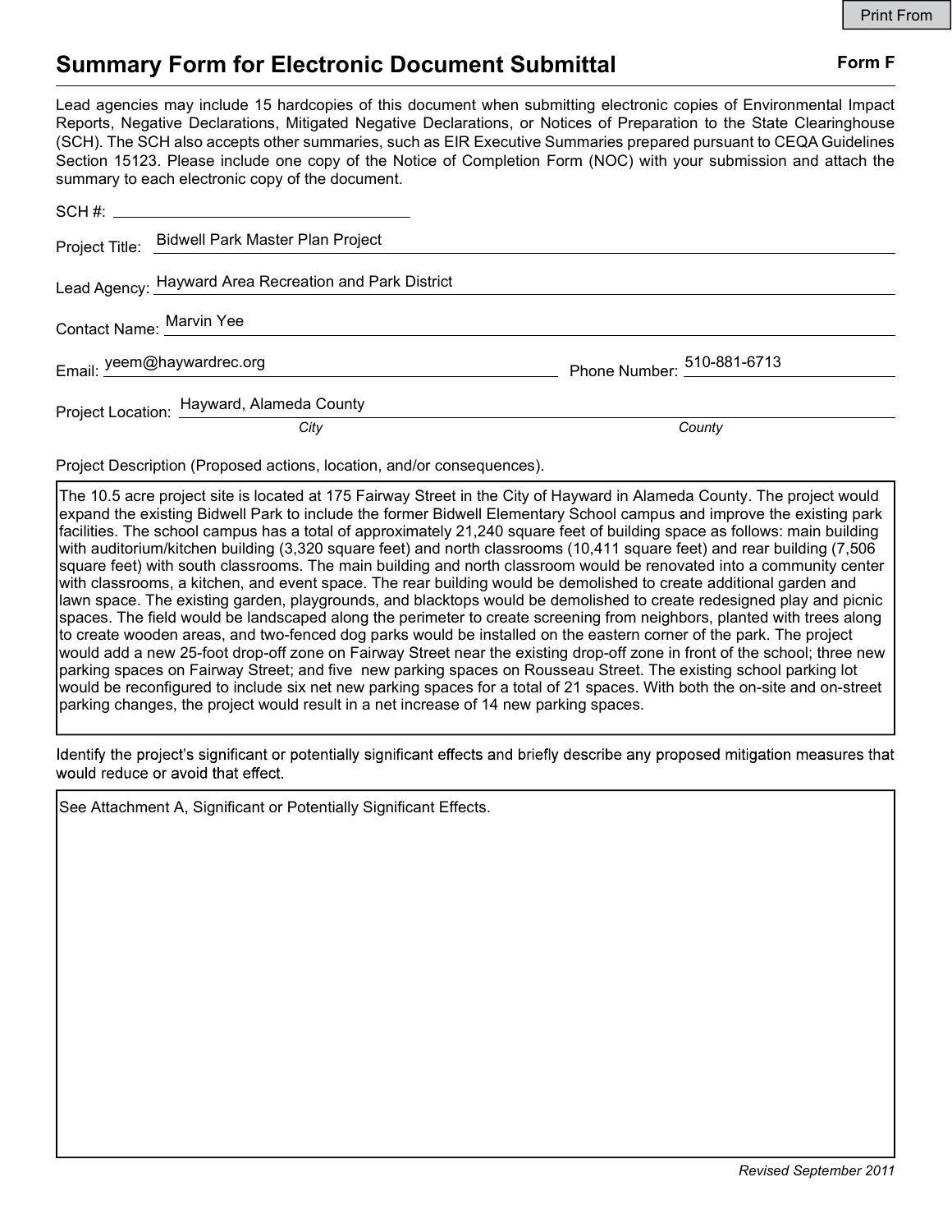# Summary Form for Electronic Document Submittal

**Form F**

Lead agencies may include 15 hardcopies of this document when submitting electronic copies of Environmental Impact Reports, Negative Declarations, Mitigated Negative Declarations, or Notices of Preparation to the State Clearinghouse (SCH). The SCH also accepts other summaries, such as EIR Executive Summaries prepared pursuant to CEQA Guidelines Section 15123. Please include one copy of the Notice of Completion Form (NOC) with your submission and attach the summary to each electronic copy of the document.

SCH #: ______________________

Project Title: Bidwell Park Master Plan Project

Lead Agency: Hayward Area Recreation and Park District

Contact Name: Marvin Yee

Email: yeem@haywardrec.org Phone Number: 510-881-6713

Project Location: Hayward, Alameda County
*City* *County*

Project Description (Proposed actions, location, and/or consequences).

The 10.5 acre project site is located at 175 Fairway Street in the City of Hayward in Alameda County. The project would expand the existing Bidwell Park to include the former Bidwell Elementary School campus and improve the existing park facilities. The school campus has a total of approximately 21,240 square feet of building space as follows: main building with auditorium/kitchen building (3,320 square feet) and north classrooms (10,411 square feet) and rear building (7,506 square feet) with south classrooms. The main building and north classroom would be renovated into a community center with classrooms, a kitchen, and event space. The rear building would be demolished to create additional garden and lawn space. The existing garden, playgrounds, and blacktops would be demolished to create redesigned play and picnic spaces. The field would be landscaped along the perimeter to create screening from neighbors, planted with trees along to create wooden areas, and two-fenced dog parks would be installed on the eastern corner of the park. The project would add a new 25-foot drop-off zone on Fairway Street near the existing drop-off zone in front of the school; three new parking spaces on Fairway Street; and five new parking spaces on Rousseau Street. The existing school parking lot would be reconfigured to include six net new parking spaces for a total of 21 spaces. With both the on-site and on-street parking changes, the project would result in a net increase of 14 new parking spaces.

Identify the project's significant or potentially significant effects and briefly describe any proposed mitigation measures that would reduce or avoid that effect.

See Attachment A, Significant or Potentially Significant Effects.

*Revised September 2011*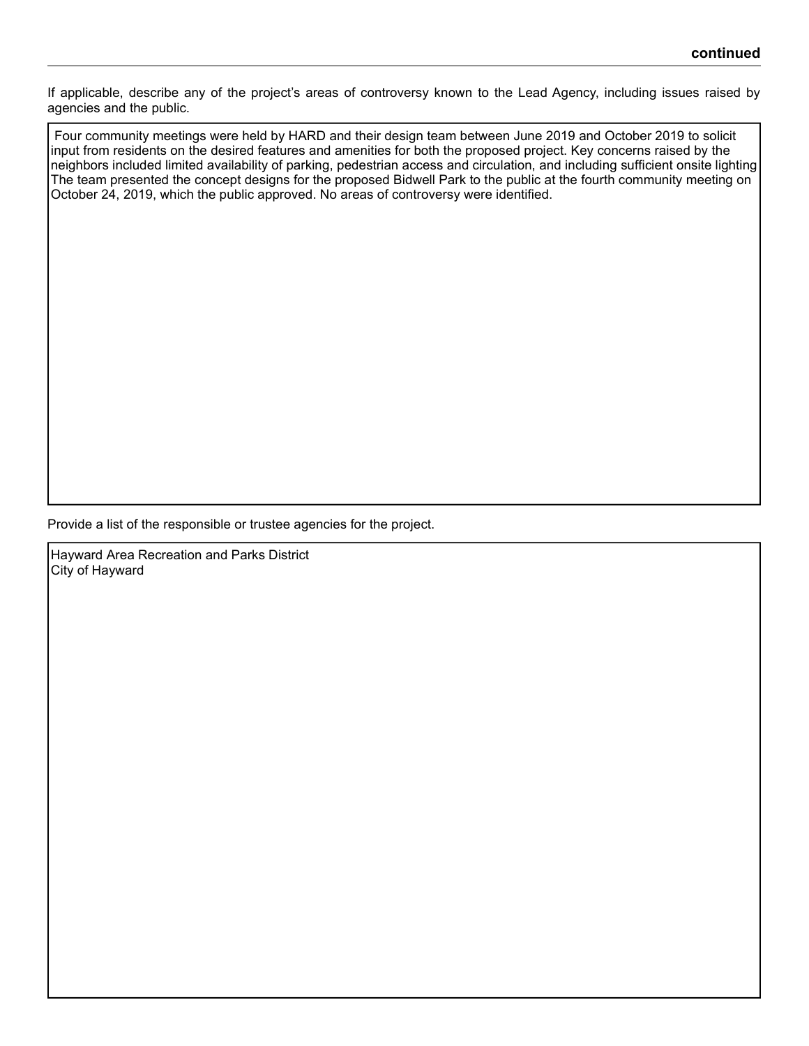**continued**

If applicable, describe any of the project's areas of controversy known to the Lead Agency, including issues raised by agencies and the public.

Four community meetings were held by HARD and their design team between June 2019 and October 2019 to solicit input from residents on the desired features and amenities for both the proposed project. Key concerns raised by the neighbors included limited availability of parking, pedestrian access and circulation, and including sufficient onsite lighting The team presented the concept designs for the proposed Bidwell Park to the public at the fourth community meeting on October 24, 2019, which the public approved. No areas of controversy were identified.

Provide a list of the responsible or trustee agencies for the project.

Hayward Area Recreation and Parks District
City of Hayward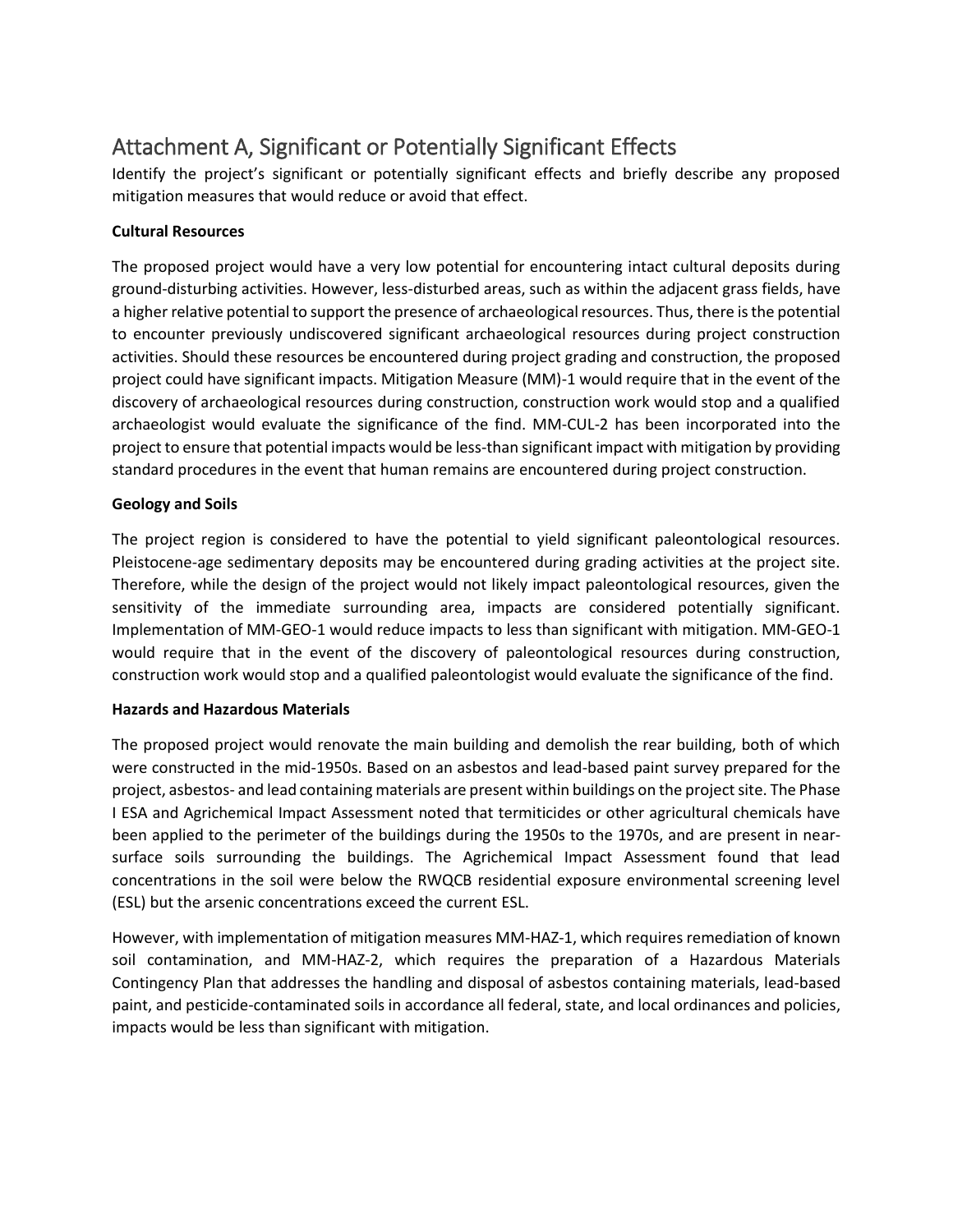# Attachment A, Significant or Potentially Significant Effects

Identify the project's significant or potentially significant effects and briefly describe any proposed mitigation measures that would reduce or avoid that effect.

**Cultural Resources**

The proposed project would have a very low potential for encountering intact cultural deposits during ground-disturbing activities. However, less-disturbed areas, such as within the adjacent grass fields, have a higher relative potential to support the presence of archaeological resources. Thus, there is the potential to encounter previously undiscovered significant archaeological resources during project construction activities. Should these resources be encountered during project grading and construction, the proposed project could have significant impacts. Mitigation Measure (MM)-1 would require that in the event of the discovery of archaeological resources during construction, construction work would stop and a qualified archaeologist would evaluate the significance of the find. MM-CUL-2 has been incorporated into the project to ensure that potential impacts would be less-than significant impact with mitigation by providing standard procedures in the event that human remains are encountered during project construction.

**Geology and Soils**

The project region is considered to have the potential to yield significant paleontological resources. Pleistocene-age sedimentary deposits may be encountered during grading activities at the project site. Therefore, while the design of the project would not likely impact paleontological resources, given the sensitivity of the immediate surrounding area, impacts are considered potentially significant. Implementation of MM-GEO-1 would reduce impacts to less than significant with mitigation. MM-GEO-1 would require that in the event of the discovery of paleontological resources during construction, construction work would stop and a qualified paleontologist would evaluate the significance of the find.

**Hazards and Hazardous Materials**

The proposed project would renovate the main building and demolish the rear building, both of which were constructed in the mid-1950s. Based on an asbestos and lead-based paint survey prepared for the project, asbestos- and lead containing materials are present within buildings on the project site. The Phase I ESA and Agrichemical Impact Assessment noted that termiticides or other agricultural chemicals have been applied to the perimeter of the buildings during the 1950s to the 1970s, and are present in near-surface soils surrounding the buildings. The Agrichemical Impact Assessment found that lead concentrations in the soil were below the RWQCB residential exposure environmental screening level (ESL) but the arsenic concentrations exceed the current ESL.

However, with implementation of mitigation measures MM-HAZ-1, which requires remediation of known soil contamination, and MM-HAZ-2, which requires the preparation of a Hazardous Materials Contingency Plan that addresses the handling and disposal of asbestos containing materials, lead-based paint, and pesticide-contaminated soils in accordance all federal, state, and local ordinances and policies, impacts would be less than significant with mitigation.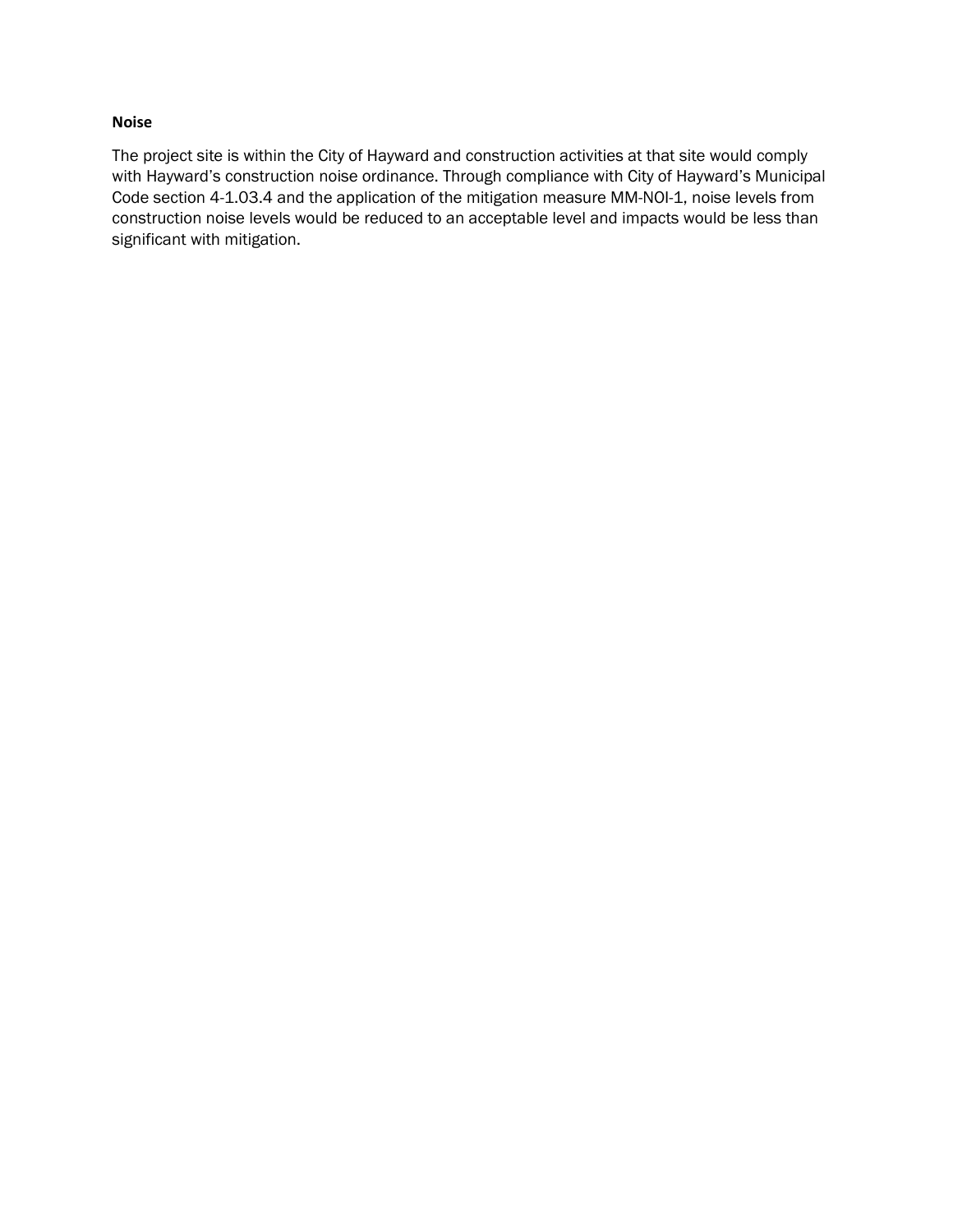**Noise**

The project site is within the City of Hayward and construction activities at that site would comply with Hayward's construction noise ordinance. Through compliance with City of Hayward's Municipal Code section 4-1.03.4 and the application of the mitigation measure MM-NOI-1, noise levels from construction noise levels would be reduced to an acceptable level and impacts would be less than significant with mitigation.